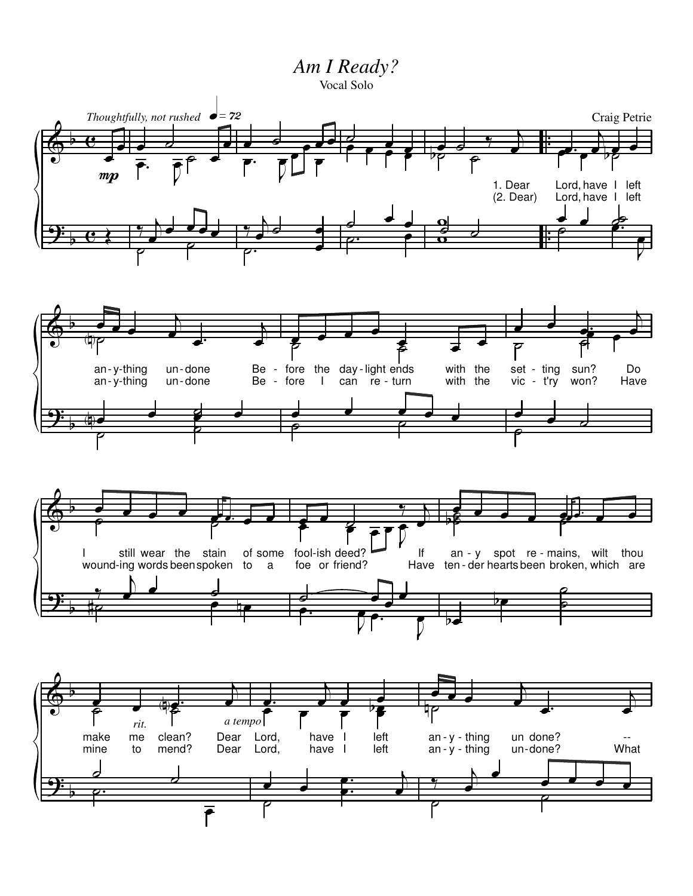# *Am I Ready?*

Vocal Solo

Craig Petrie

*Thoughtfully, not rushed* ♩ = 72

1. Dear Lord, have I left any-thing un-done Be-fore the day-light ends with the set-ting sun? Do I still wear the stain of some fool-ish deed? If an-y spot re-mains, wilt thou make me clean? Dear Lord, have I left an-y-thing un done? --

(2. Dear) Lord, have I left an-y-thing un-done Be-fore I can re-turn with the vic-t'ry won? Have wound-ing words been spoken to a foe or friend? Have ten-der hearts been broken, which are mine to mend? Dear Lord, have I left an-y-thing un-done? What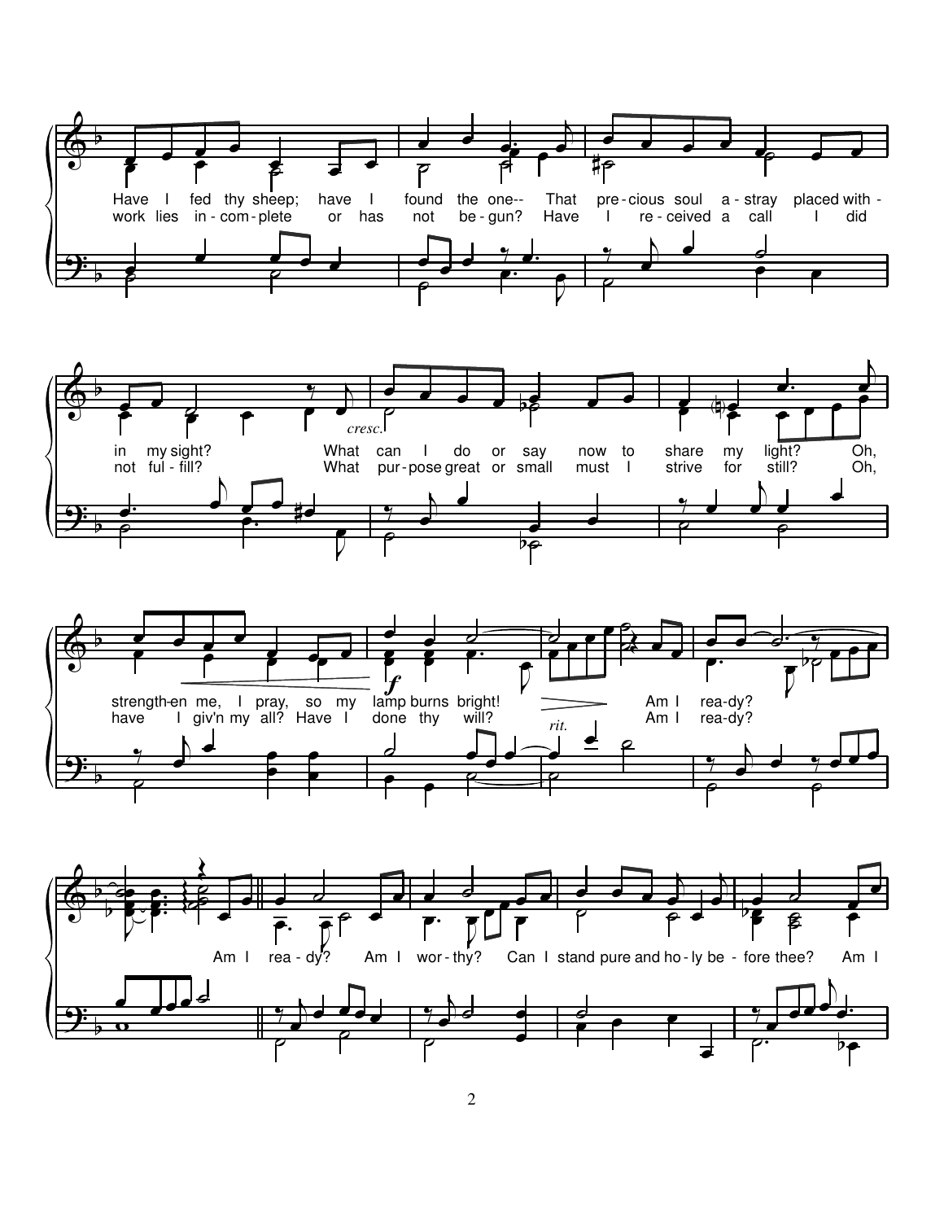Have I fed thy sheep; have I found the one-- That pre - cious soul a - stray placed with -
work lies in - com - plete or has not be - gun? Have I re - ceived a call I did

in my sight? What can I do or say now to share my light? Oh,
not ful - fill? What pur - pose great or small must I strive for still? Oh,

*cresc.*

strength-en me, I pray, so my lamp burns bright! Am I rea-dy?
have I giv'n my all? Have I done thy will? Am I rea-dy?

*f*

*rit.*

Am I rea - dy? Am I wor - thy? Can I stand pure and ho - ly be - fore thee? Am I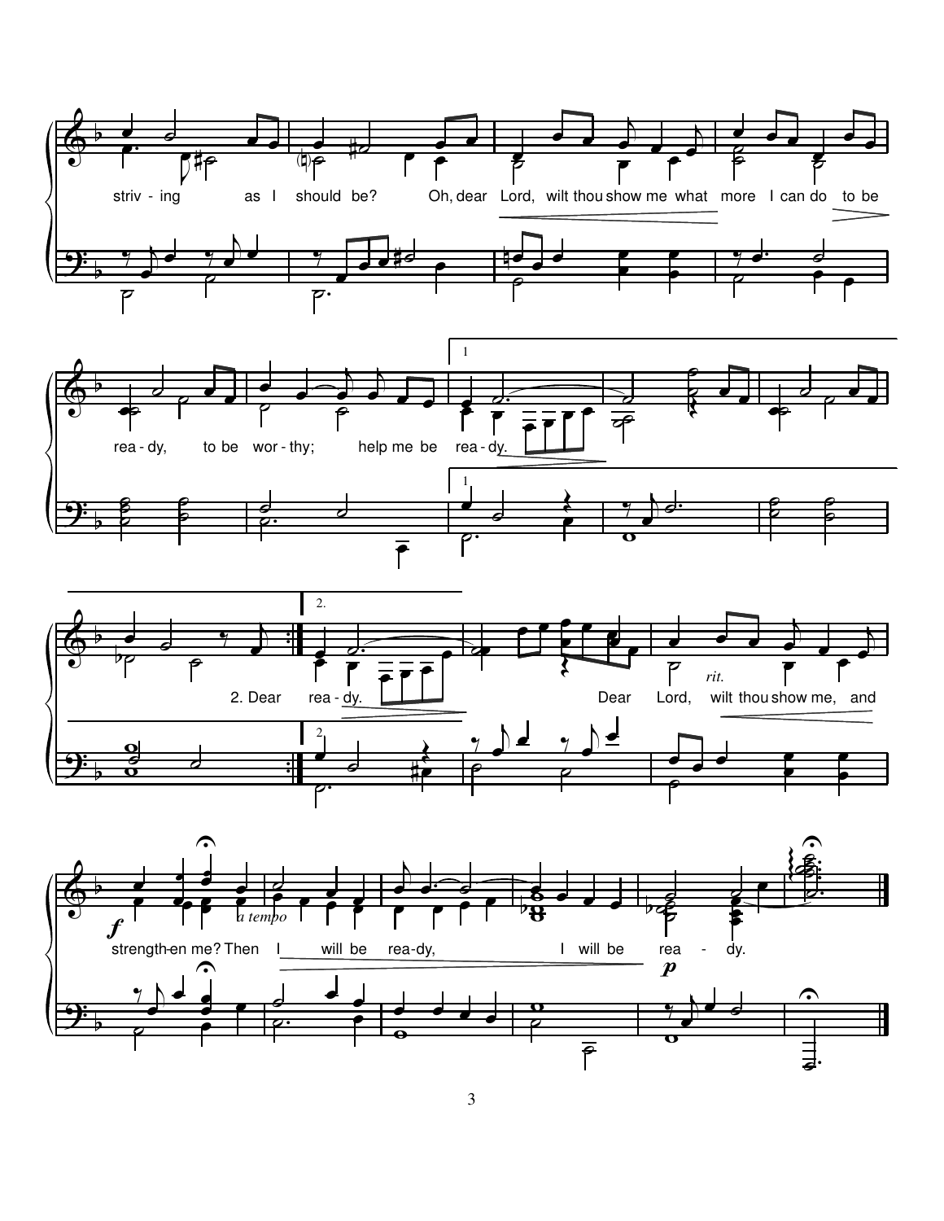striv - ing as I should be? Oh, dear Lord, wilt thou show me what more I can do to be

rea - dy, to be wor - thy; help me be rea - dy.

2. Dear rea - dy. Dear Lord, wilt thou show me, and

*rit.*

strength-en me? Then I will be rea-dy, I will be rea - dy.

*a tempo*